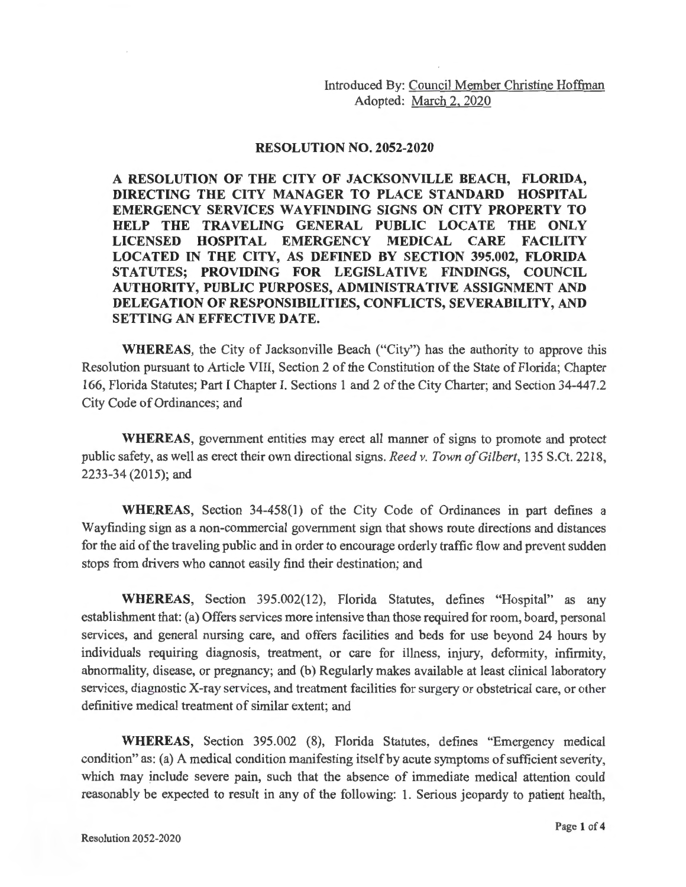Introduced By: Council Member Christine Hoffman
Adopted: March 2, 2020

## RESOLUTION NO. 2052-2020

**A RESOLUTION OF THE CITY OF JACKSONVILLE BEACH, FLORIDA, DIRECTING THE CITY MANAGER TO PLACE STANDARD HOSPITAL EMERGENCY SERVICES WAYFINDING SIGNS ON CITY PROPERTY TO HELP THE TRAVELING GENERAL PUBLIC LOCATE THE ONLY LICENSED HOSPITAL EMERGENCY MEDICAL CARE FACILITY LOCATED IN THE CITY, AS DEFINED BY SECTION 395.002, FLORIDA STATUTES; PROVIDING FOR LEGISLATIVE FINDINGS, COUNCIL AUTHORITY, PUBLIC PURPOSES, ADMINISTRATIVE ASSIGNMENT AND DELEGATION OF RESPONSIBILITIES, CONFLICTS, SEVERABILITY, AND SETTING AN EFFECTIVE DATE.**

**WHEREAS**, the City of Jacksonville Beach ("City") has the authority to approve this Resolution pursuant to Article VIII, Section 2 of the Constitution of the State of Florida; Chapter 166, Florida Statutes; Part I Chapter I. Sections 1 and 2 of the City Charter; and Section 34-447.2 City Code of Ordinances; and

**WHEREAS**, government entities may erect all manner of signs to promote and protect public safety, as well as erect their own directional signs. *Reed v. Town of Gilbert*, 135 S.Ct. 2218, 2233-34 (2015); and

**WHEREAS**, Section 34-458(1) of the City Code of Ordinances in part defines a Wayfinding sign as a non-commercial government sign that shows route directions and distances for the aid of the traveling public and in order to encourage orderly traffic flow and prevent sudden stops from drivers who cannot easily find their destination; and

**WHEREAS**, Section 395.002(12), Florida Statutes, defines "Hospital" as any establishment that: (a) Offers services more intensive than those required for room, board, personal services, and general nursing care, and offers facilities and beds for use beyond 24 hours by individuals requiring diagnosis, treatment, or care for illness, injury, deformity, infirmity, abnormality, disease, or pregnancy; and (b) Regularly makes available at least clinical laboratory services, diagnostic X-ray services, and treatment facilities for surgery or obstetrical care, or other definitive medical treatment of similar extent; and

**WHEREAS**, Section 395.002 (8), Florida Statutes, defines "Emergency medical condition" as: (a) A medical condition manifesting itself by acute symptoms of sufficient severity, which may include severe pain, such that the absence of immediate medical attention could reasonably be expected to result in any of the following: 1. Serious jeopardy to patient health,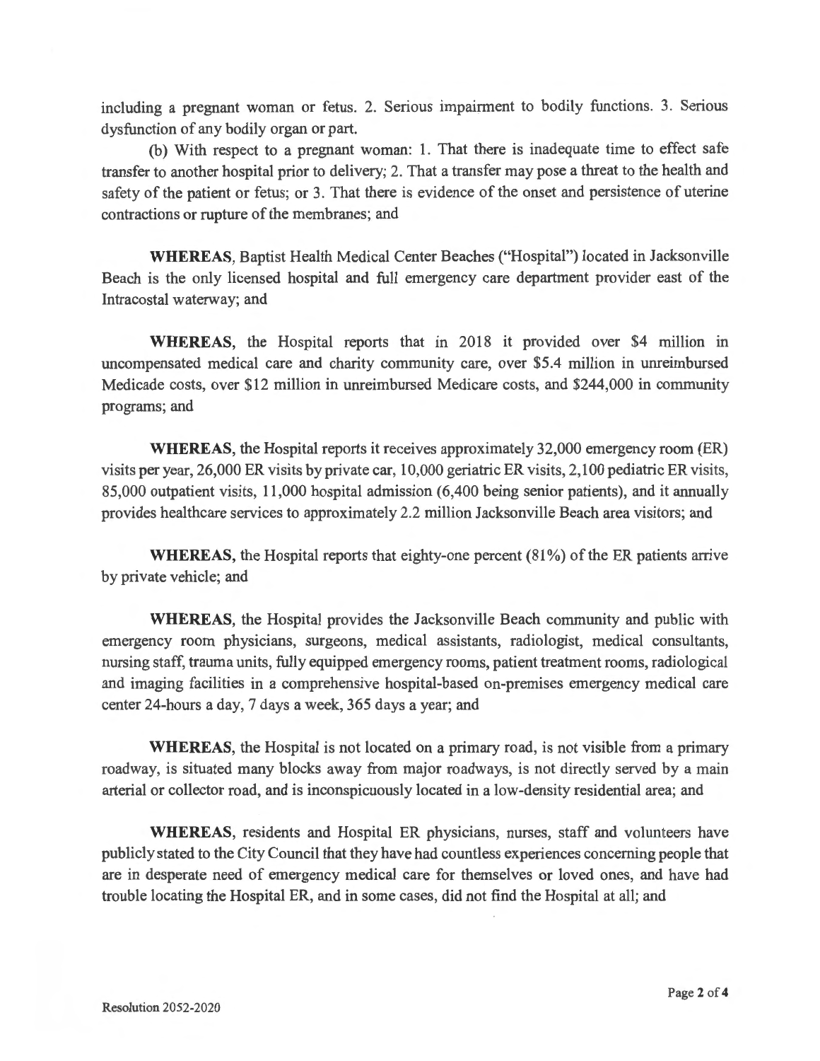including a pregnant woman or fetus. 2. Serious impairment to bodily functions. 3. Serious dysfunction of any bodily organ or part.

(b) With respect to a pregnant woman: 1. That there is inadequate time to effect safe transfer to another hospital prior to delivery; 2. That a transfer may pose a threat to the health and safety of the patient or fetus; or 3. That there is evidence of the onset and persistence of uterine contractions or rupture of the membranes; and

**WHEREAS**, Baptist Health Medical Center Beaches ("Hospital") located in Jacksonville Beach is the only licensed hospital and full emergency care department provider east of the Intracostal waterway; and

**WHEREAS**, the Hospital reports that in 2018 it provided over $4 million in uncompensated medical care and charity community care, over $5.4 million in unreimbursed Medicade costs, over $12 million in unreimbursed Medicare costs, and $244,000 in community programs; and

**WHEREAS**, the Hospital reports it receives approximately 32,000 emergency room (ER) visits per year, 26,000 ER visits by private car, 10,000 geriatric ER visits, 2,100 pediatric ER visits, 85,000 outpatient visits, 11,000 hospital admission (6,400 being senior patients), and it annually provides healthcare services to approximately 2.2 million Jacksonville Beach area visitors; and

**WHEREAS**, the Hospital reports that eighty-one percent (81%) of the ER patients arrive by private vehicle; and

**WHEREAS**, the Hospital provides the Jacksonville Beach community and public with emergency room physicians, surgeons, medical assistants, radiologist, medical consultants, nursing staff, trauma units, fully equipped emergency rooms, patient treatment rooms, radiological and imaging facilities in a comprehensive hospital-based on-premises emergency medical care center 24-hours a day, 7 days a week, 365 days a year; and

**WHEREAS**, the Hospital is not located on a primary road, is not visible from a primary roadway, is situated many blocks away from major roadways, is not directly served by a main arterial or collector road, and is inconspicuously located in a low-density residential area; and

**WHEREAS**, residents and Hospital ER physicians, nurses, staff and volunteers have publicly stated to the City Council that they have had countless experiences concerning people that are in desperate need of emergency medical care for themselves or loved ones, and have had trouble locating the Hospital ER, and in some cases, did not find the Hospital at all; and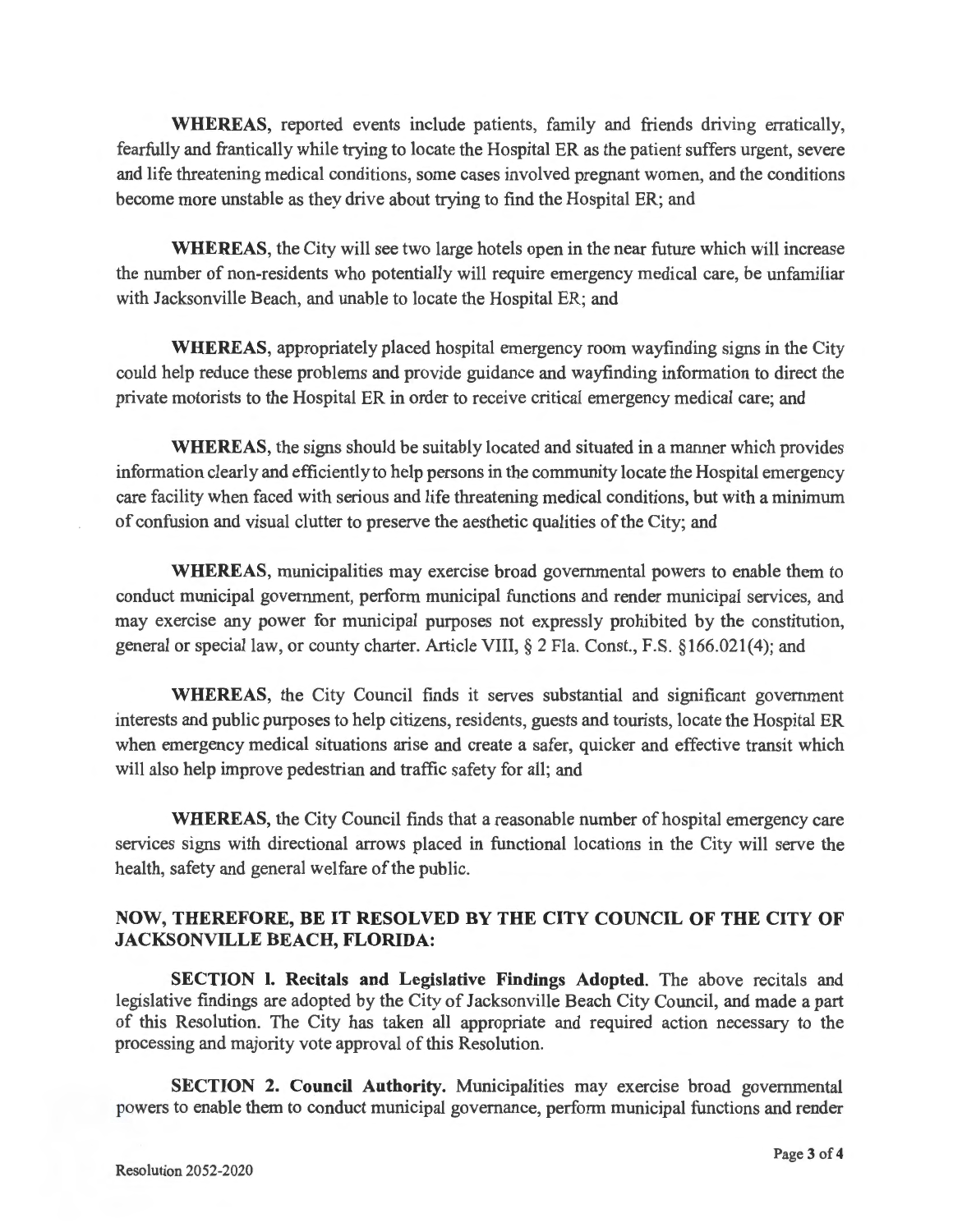**WHEREAS**, reported events include patients, family and friends driving erratically, fearfully and frantically while trying to locate the Hospital ER as the patient suffers urgent, severe and life threatening medical conditions, some cases involved pregnant women, and the conditions become more unstable as they drive about trying to find the Hospital ER; and

**WHEREAS**, the City will see two large hotels open in the near future which will increase the number of non-residents who potentially will require emergency medical care, be unfamiliar with Jacksonville Beach, and unable to locate the Hospital ER; and

**WHEREAS**, appropriately placed hospital emergency room wayfinding signs in the City could help reduce these problems and provide guidance and wayfinding information to direct the private motorists to the Hospital ER in order to receive critical emergency medical care; and

**WHEREAS**, the signs should be suitably located and situated in a manner which provides information clearly and efficiently to help persons in the community locate the Hospital emergency care facility when faced with serious and life threatening medical conditions, but with a minimum of confusion and visual clutter to preserve the aesthetic qualities of the City; and

**WHEREAS**, municipalities may exercise broad governmental powers to enable them to conduct municipal government, perform municipal functions and render municipal services, and may exercise any power for municipal purposes not expressly prohibited by the constitution, general or special law, or county charter. Article VIII, § 2 Fla. Const., F.S. §166.021(4); and

**WHEREAS**, the City Council finds it serves substantial and significant government interests and public purposes to help citizens, residents, guests and tourists, locate the Hospital ER when emergency medical situations arise and create a safer, quicker and effective transit which will also help improve pedestrian and traffic safety for all; and

**WHEREAS**, the City Council finds that a reasonable number of hospital emergency care services signs with directional arrows placed in functional locations in the City will serve the health, safety and general welfare of the public.

**NOW, THEREFORE, BE IT RESOLVED BY THE CITY COUNCIL OF THE CITY OF JACKSONVILLE BEACH, FLORIDA:**

**SECTION 1. Recitals and Legislative Findings Adopted.** The above recitals and legislative findings are adopted by the City of Jacksonville Beach City Council, and made a part of this Resolution. The City has taken all appropriate and required action necessary to the processing and majority vote approval of this Resolution.

**SECTION 2. Council Authority.** Municipalities may exercise broad governmental powers to enable them to conduct municipal governance, perform municipal functions and render

Resolution 2052-2020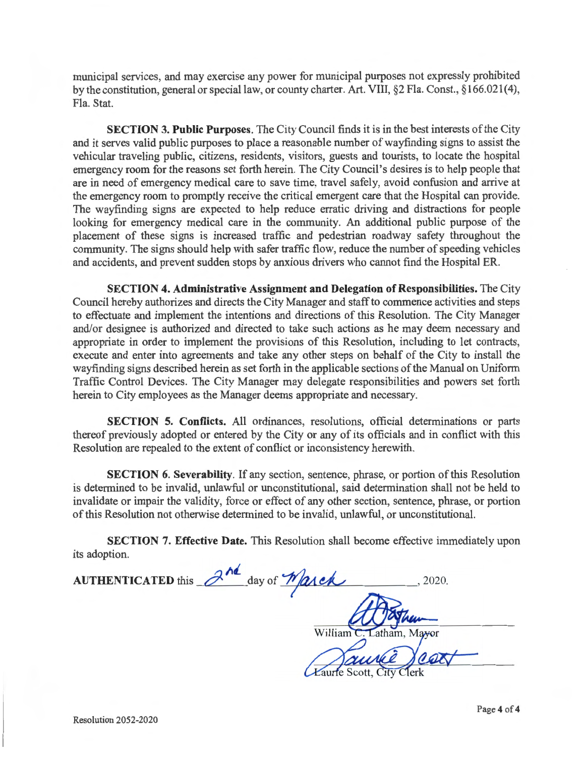municipal services, and may exercise any power for municipal purposes not expressly prohibited by the constitution, general or special law, or county charter. Art. VIII, §2 Fla. Const., §166.021(4), Fla. Stat.

**SECTION 3. Public Purposes.** The City Council finds it is in the best interests of the City and it serves valid public purposes to place a reasonable number of wayfinding signs to assist the vehicular traveling public, citizens, residents, visitors, guests and tourists, to locate the hospital emergency room for the reasons set forth herein. The City Council's desires is to help people that are in need of emergency medical care to save time, travel safely, avoid confusion and arrive at the emergency room to promptly receive the critical emergent care that the Hospital can provide. The wayfinding signs are expected to help reduce erratic driving and distractions for people looking for emergency medical care in the community. An additional public purpose of the placement of these signs is increased traffic and pedestrian roadway safety throughout the community. The signs should help with safer traffic flow, reduce the number of speeding vehicles and accidents, and prevent sudden stops by anxious drivers who cannot find the Hospital ER.

**SECTION 4. Administrative Assignment and Delegation of Responsibilities.** The City Council hereby authorizes and directs the City Manager and staff to commence activities and steps to effectuate and implement the intentions and directions of this Resolution. The City Manager and/or designee is authorized and directed to take such actions as he may deem necessary and appropriate in order to implement the provisions of this Resolution, including to let contracts, execute and enter into agreements and take any other steps on behalf of the City to install the wayfinding signs described herein as set forth in the applicable sections of the Manual on Uniform Traffic Control Devices. The City Manager may delegate responsibilities and powers set forth herein to City employees as the Manager deems appropriate and necessary.

**SECTION 5. Conflicts.** All ordinances, resolutions, official determinations or parts thereof previously adopted or entered by the City or any of its officials and in conflict with this Resolution are repealed to the extent of conflict or inconsistency herewith.

**SECTION 6. Severability**. If any section, sentence, phrase, or portion of this Resolution is determined to be invalid, unlawful or unconstitutional, said determination shall not be held to invalidate or impair the validity, force or effect of any other section, sentence, phrase, or portion of this Resolution not otherwise determined to be invalid, unlawful, or unconstitutional.

**SECTION 7. Effective Date.** This Resolution shall become effective immediately upon its adoption.

**AUTHENTICATED** this 2nd day of March, 2020.

William C. Latham, Mayor

Laurie Scott, City Clerk

Resolution 2052-2020